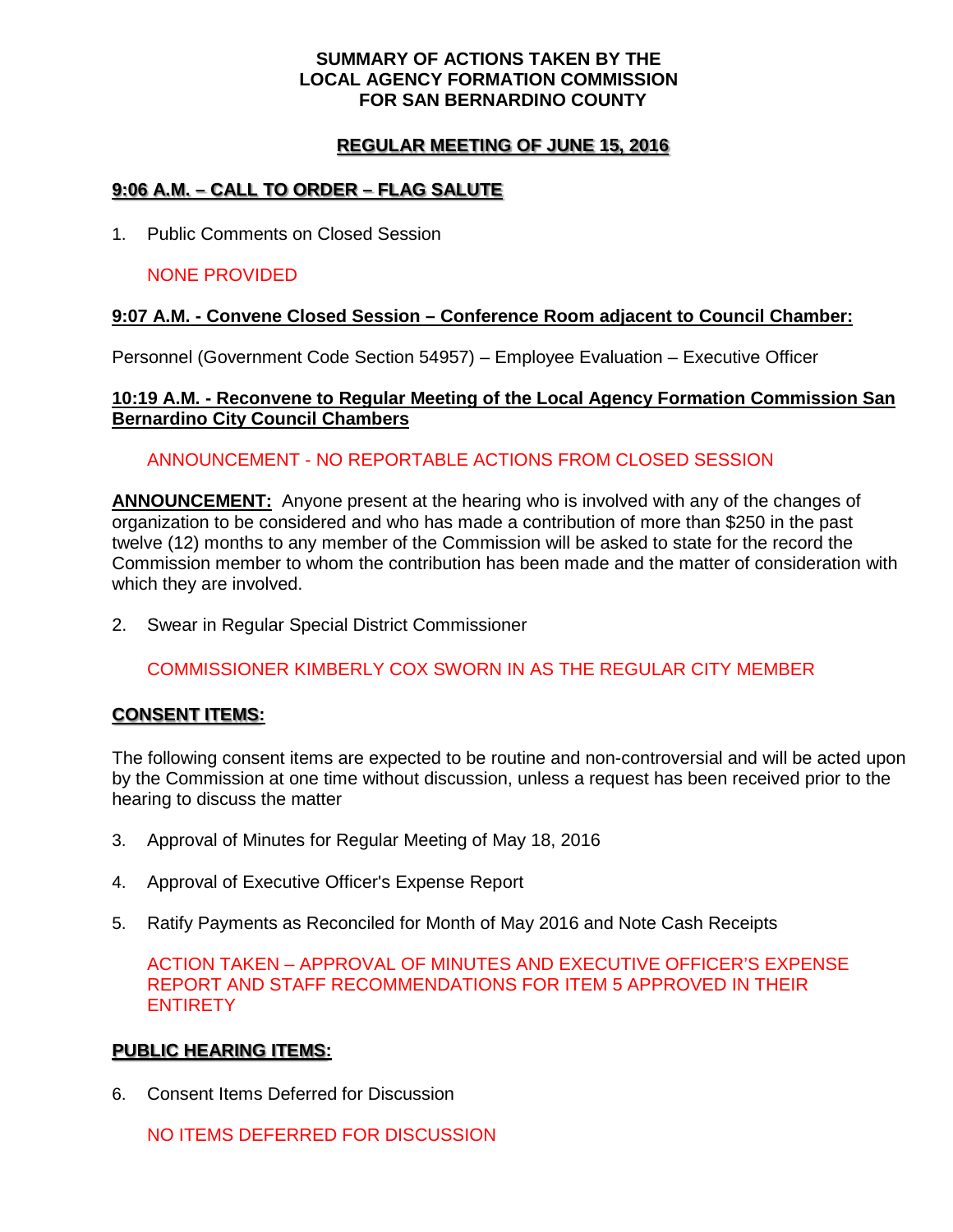# SUMMARY OF ACTIONS TAKEN BY THE LOCAL AGENCY FORMATION COMMISSION FOR SAN BERNARDINO COUNTY

## REGULAR MEETING OF JUNE 15, 2016

### 9:06 A.M. – CALL TO ORDER – FLAG SALUTE

1. Public Comments on Closed Session

   NONE PROVIDED

### 9:07 A.M. - Convene Closed Session – Conference Room adjacent to Council Chamber:

Personnel (Government Code Section 54957) – Employee Evaluation – Executive Officer

### 10:19 A.M. - Reconvene to Regular Meeting of the Local Agency Formation Commission San Bernardino City Council Chambers

   ANNOUNCEMENT - NO REPORTABLE ACTIONS FROM CLOSED SESSION

**ANNOUNCEMENT:** Anyone present at the hearing who is involved with any of the changes of organization to be considered and who has made a contribution of more than $250 in the past twelve (12) months to any member of the Commission will be asked to state for the record the Commission member to whom the contribution has been made and the matter of consideration with which they are involved.

2. Swear in Regular Special District Commissioner

   COMMISSIONER KIMBERLY COX SWORN IN AS THE REGULAR CITY MEMBER

### CONSENT ITEMS:

The following consent items are expected to be routine and non-controversial and will be acted upon by the Commission at one time without discussion, unless a request has been received prior to the hearing to discuss the matter

3. Approval of Minutes for Regular Meeting of May 18, 2016

4. Approval of Executive Officer's Expense Report

5. Ratify Payments as Reconciled for Month of May 2016 and Note Cash Receipts

   ACTION TAKEN – APPROVAL OF MINUTES AND EXECUTIVE OFFICER'S EXPENSE REPORT AND STAFF RECOMMENDATIONS FOR ITEM 5 APPROVED IN THEIR ENTIRETY

### PUBLIC HEARING ITEMS:

6. Consent Items Deferred for Discussion

   NO ITEMS DEFERRED FOR DISCUSSION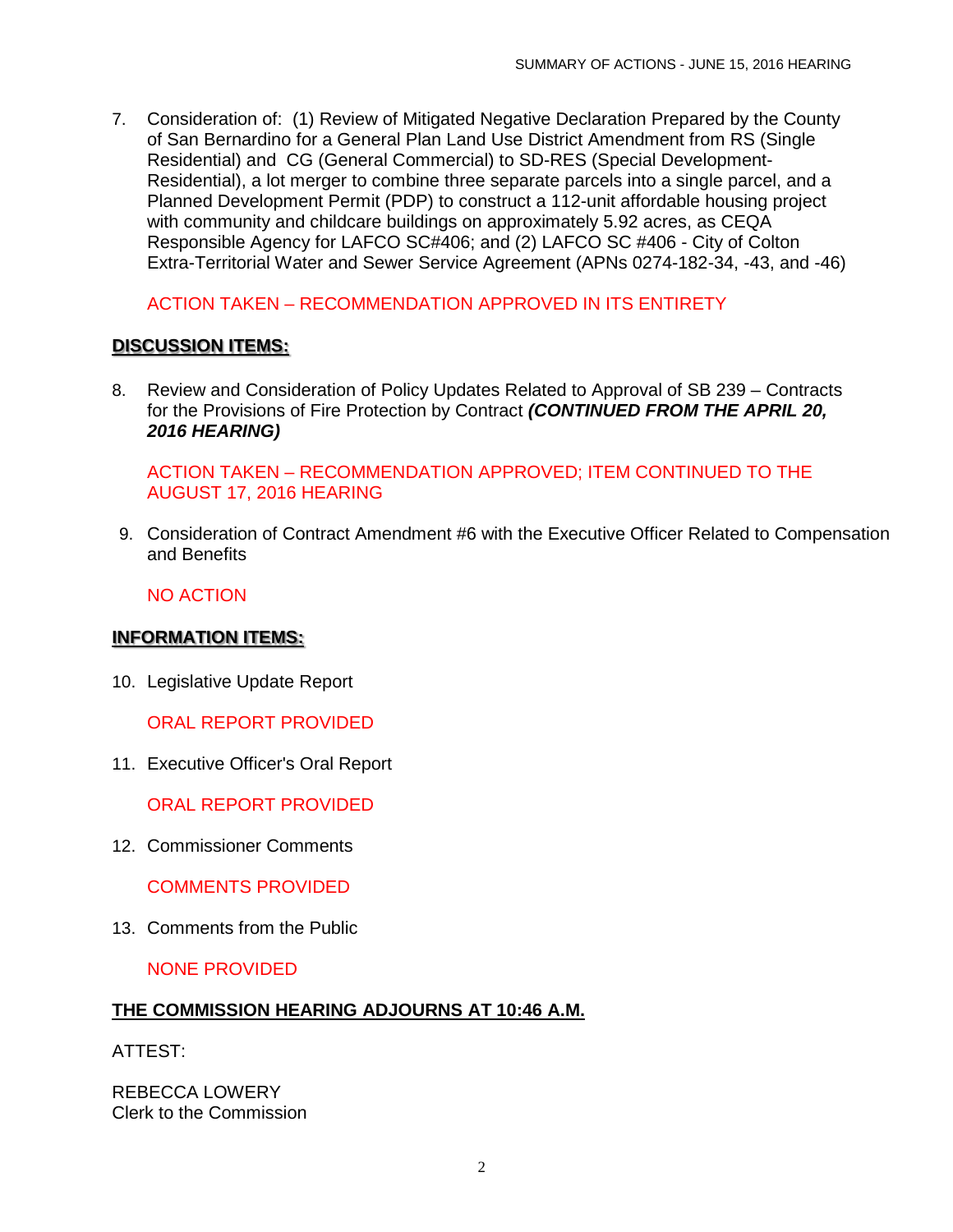7. Consideration of: (1) Review of Mitigated Negative Declaration Prepared by the County of San Bernardino for a General Plan Land Use District Amendment from RS (Single Residential) and CG (General Commercial) to SD-RES (Special Development-Residential), a lot merger to combine three separate parcels into a single parcel, and a Planned Development Permit (PDP) to construct a 112-unit affordable housing project with community and childcare buildings on approximately 5.92 acres, as CEQA Responsible Agency for LAFCO SC#406; and (2) LAFCO SC #406 - City of Colton Extra-Territorial Water and Sewer Service Agreement (APNs 0274-182-34, -43, and -46)

   ACTION TAKEN – RECOMMENDATION APPROVED IN ITS ENTIRETY

## DISCUSSION ITEMS:

8. Review and Consideration of Policy Updates Related to Approval of SB 239 – Contracts for the Provisions of Fire Protection by Contract ***(CONTINUED FROM THE APRIL 20, 2016 HEARING)***

   ACTION TAKEN – RECOMMENDATION APPROVED; ITEM CONTINUED TO THE AUGUST 17, 2016 HEARING

9. Consideration of Contract Amendment #6 with the Executive Officer Related to Compensation and Benefits

   NO ACTION

## INFORMATION ITEMS:

10. Legislative Update Report

    ORAL REPORT PROVIDED

11. Executive Officer's Oral Report

    ORAL REPORT PROVIDED

12. Commissioner Comments

    COMMENTS PROVIDED

13. Comments from the Public

    NONE PROVIDED

**THE COMMISSION HEARING ADJOURNS AT 10:46 A.M.**

ATTEST:

REBECCA LOWERY
Clerk to the Commission